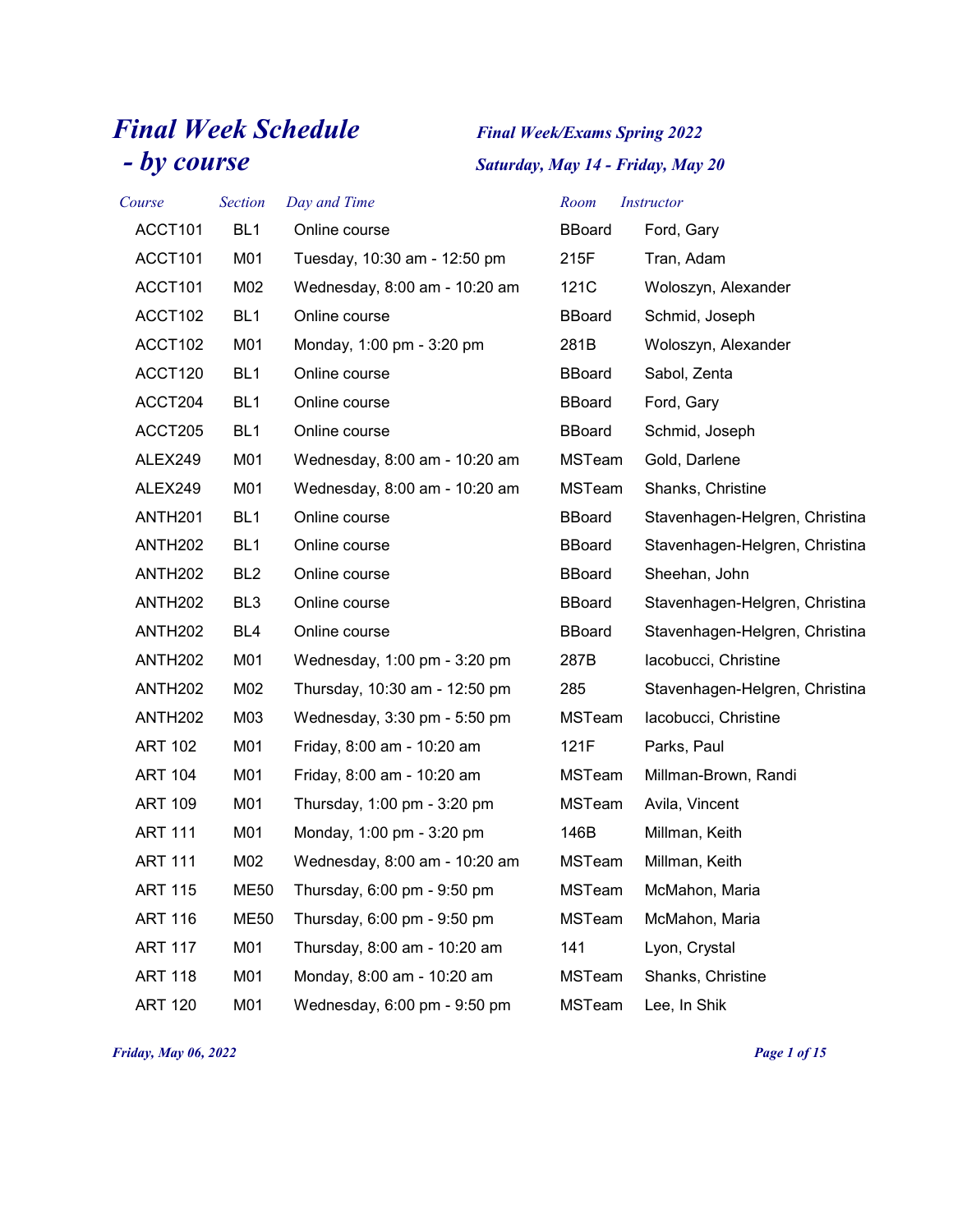# Final Week Schedule - by course

## Final Week/Exams Spring 2022

## Saturday, May 14 - Friday, May 20

| Course | Section | Day and Time | Room | Instructor |
|---|---|---|---|---|
| ACCT101 | BL1 | Online course | BBoard | Ford, Gary |
| ACCT101 | M01 | Tuesday, 10:30 am - 12:50 pm | 215F | Tran, Adam |
| ACCT101 | M02 | Wednesday, 8:00 am - 10:20 am | 121C | Woloszyn, Alexander |
| ACCT102 | BL1 | Online course | BBoard | Schmid, Joseph |
| ACCT102 | M01 | Monday, 1:00 pm - 3:20 pm | 281B | Woloszyn, Alexander |
| ACCT120 | BL1 | Online course | BBoard | Sabol, Zenta |
| ACCT204 | BL1 | Online course | BBoard | Ford, Gary |
| ACCT205 | BL1 | Online course | BBoard | Schmid, Joseph |
| ALEX249 | M01 | Wednesday, 8:00 am - 10:20 am | MSTeam | Gold, Darlene |
| ALEX249 | M01 | Wednesday, 8:00 am - 10:20 am | MSTeam | Shanks, Christine |
| ANTH201 | BL1 | Online course | BBoard | Stavenhagen-Helgren, Christina |
| ANTH202 | BL1 | Online course | BBoard | Stavenhagen-Helgren, Christina |
| ANTH202 | BL2 | Online course | BBoard | Sheehan, John |
| ANTH202 | BL3 | Online course | BBoard | Stavenhagen-Helgren, Christina |
| ANTH202 | BL4 | Online course | BBoard | Stavenhagen-Helgren, Christina |
| ANTH202 | M01 | Wednesday, 1:00 pm - 3:20 pm | 287B | Iacobucci, Christine |
| ANTH202 | M02 | Thursday, 10:30 am - 12:50 pm | 285 | Stavenhagen-Helgren, Christina |
| ANTH202 | M03 | Wednesday, 3:30 pm - 5:50 pm | MSTeam | Iacobucci, Christine |
| ART 102 | M01 | Friday, 8:00 am - 10:20 am | 121F | Parks, Paul |
| ART 104 | M01 | Friday, 8:00 am - 10:20 am | MSTeam | Millman-Brown, Randi |
| ART 109 | M01 | Thursday, 1:00 pm - 3:20 pm | MSTeam | Avila, Vincent |
| ART 111 | M01 | Monday, 1:00 pm - 3:20 pm | 146B | Millman, Keith |
| ART 111 | M02 | Wednesday, 8:00 am - 10:20 am | MSTeam | Millman, Keith |
| ART 115 | ME50 | Thursday, 6:00 pm - 9:50 pm | MSTeam | McMahon, Maria |
| ART 116 | ME50 | Thursday, 6:00 pm - 9:50 pm | MSTeam | McMahon, Maria |
| ART 117 | M01 | Thursday, 8:00 am - 10:20 am | 141 | Lyon, Crystal |
| ART 118 | M01 | Monday, 8:00 am - 10:20 am | MSTeam | Shanks, Christine |
| ART 120 | M01 | Wednesday, 6:00 pm - 9:50 pm | MSTeam | Lee, In Shik |

*Friday, May 06, 2022*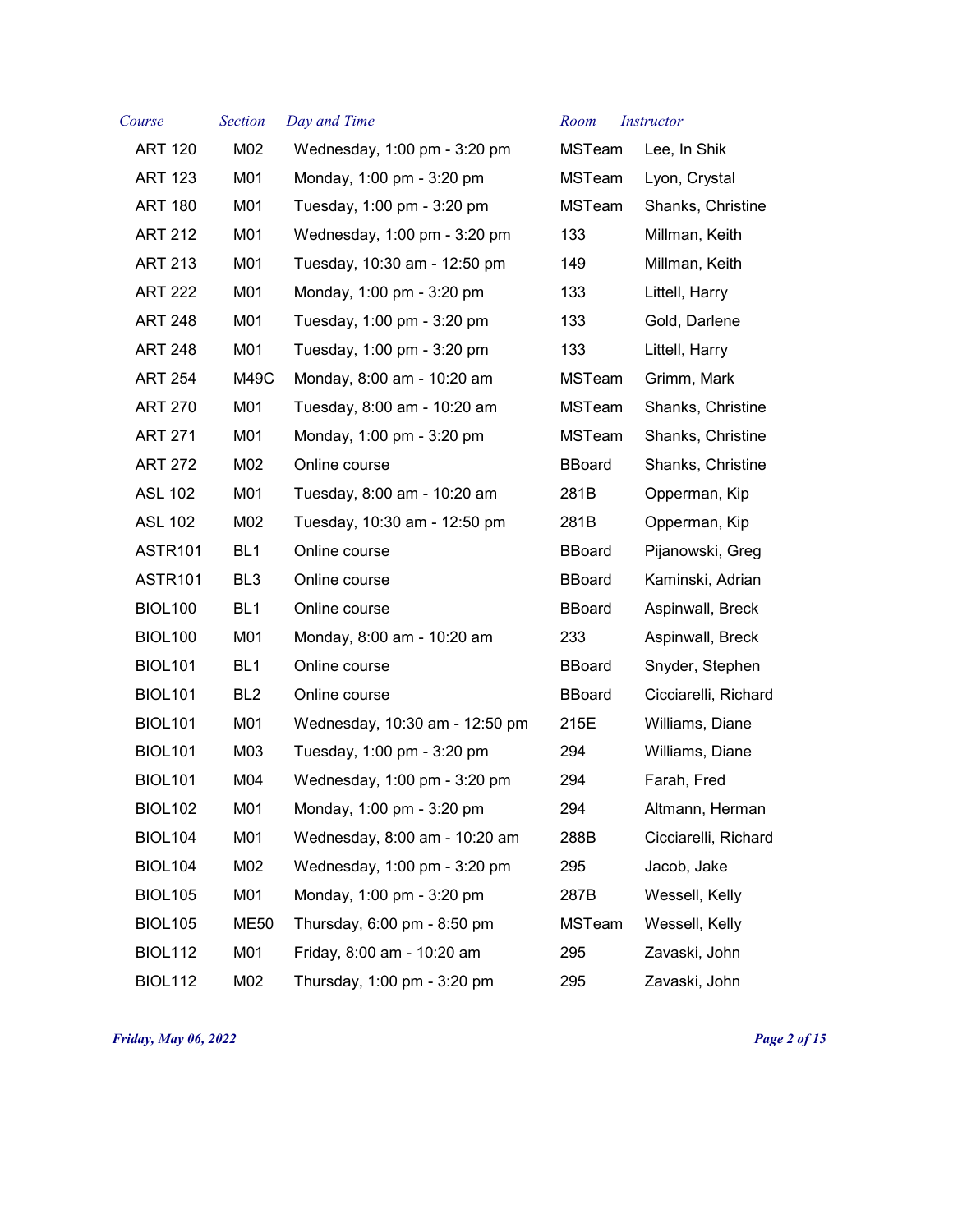| Course | Section | Day and Time | Room | Instructor |
| --- | --- | --- | --- | --- |
| ART 120 | M02 | Wednesday, 1:00 pm - 3:20 pm | MSTeam | Lee, In Shik |
| ART 123 | M01 | Monday, 1:00 pm - 3:20 pm | MSTeam | Lyon, Crystal |
| ART 180 | M01 | Tuesday, 1:00 pm - 3:20 pm | MSTeam | Shanks, Christine |
| ART 212 | M01 | Wednesday, 1:00 pm - 3:20 pm | 133 | Millman, Keith |
| ART 213 | M01 | Tuesday, 10:30 am - 12:50 pm | 149 | Millman, Keith |
| ART 222 | M01 | Monday, 1:00 pm - 3:20 pm | 133 | Littell, Harry |
| ART 248 | M01 | Tuesday, 1:00 pm - 3:20 pm | 133 | Gold, Darlene |
| ART 248 | M01 | Tuesday, 1:00 pm - 3:20 pm | 133 | Littell, Harry |
| ART 254 | M49C | Monday, 8:00 am - 10:20 am | MSTeam | Grimm, Mark |
| ART 270 | M01 | Tuesday, 8:00 am - 10:20 am | MSTeam | Shanks, Christine |
| ART 271 | M01 | Monday, 1:00 pm - 3:20 pm | MSTeam | Shanks, Christine |
| ART 272 | M02 | Online course | BBoard | Shanks, Christine |
| ASL 102 | M01 | Tuesday, 8:00 am - 10:20 am | 281B | Opperman, Kip |
| ASL 102 | M02 | Tuesday, 10:30 am - 12:50 pm | 281B | Opperman, Kip |
| ASTR101 | BL1 | Online course | BBoard | Pijanowski, Greg |
| ASTR101 | BL3 | Online course | BBoard | Kaminski, Adrian |
| BIOL100 | BL1 | Online course | BBoard | Aspinwall, Breck |
| BIOL100 | M01 | Monday, 8:00 am - 10:20 am | 233 | Aspinwall, Breck |
| BIOL101 | BL1 | Online course | BBoard | Snyder, Stephen |
| BIOL101 | BL2 | Online course | BBoard | Cicciarelli, Richard |
| BIOL101 | M01 | Wednesday, 10:30 am - 12:50 pm | 215E | Williams, Diane |
| BIOL101 | M03 | Tuesday, 1:00 pm - 3:20 pm | 294 | Williams, Diane |
| BIOL101 | M04 | Wednesday, 1:00 pm - 3:20 pm | 294 | Farah, Fred |
| BIOL102 | M01 | Monday, 1:00 pm - 3:20 pm | 294 | Altmann, Herman |
| BIOL104 | M01 | Wednesday, 8:00 am - 10:20 am | 288B | Cicciarelli, Richard |
| BIOL104 | M02 | Wednesday, 1:00 pm - 3:20 pm | 295 | Jacob, Jake |
| BIOL105 | M01 | Monday, 1:00 pm - 3:20 pm | 287B | Wessell, Kelly |
| BIOL105 | ME50 | Thursday, 6:00 pm - 8:50 pm | MSTeam | Wessell, Kelly |
| BIOL112 | M01 | Friday, 8:00 am - 10:20 am | 295 | Zavaski, John |
| BIOL112 | M02 | Thursday, 1:00 pm - 3:20 pm | 295 | Zavaski, John |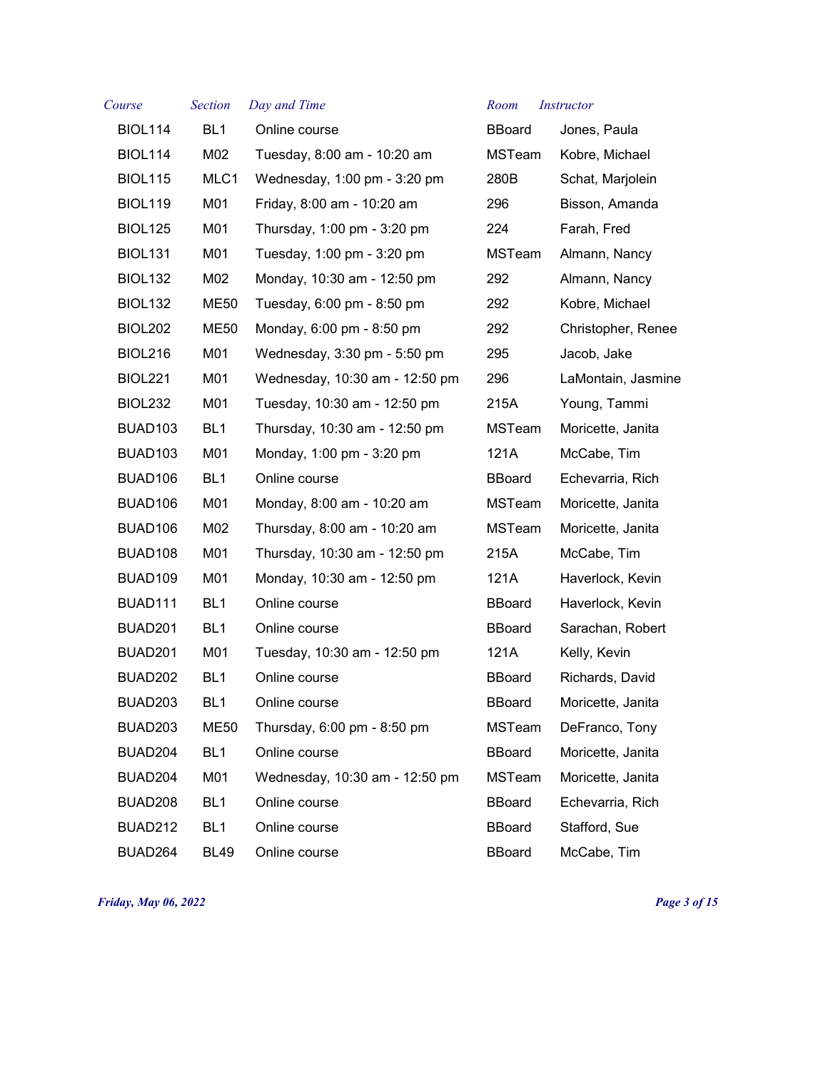| Course | Section | Day and Time | Room | Instructor |
|---|---|---|---|---|
| BIOL114 | BL1 | Online course | BBoard | Jones, Paula |
| BIOL114 | M02 | Tuesday, 8:00 am - 10:20 am | MSTeam | Kobre, Michael |
| BIOL115 | MLC1 | Wednesday, 1:00 pm - 3:20 pm | 280B | Schat, Marjolein |
| BIOL119 | M01 | Friday, 8:00 am - 10:20 am | 296 | Bisson, Amanda |
| BIOL125 | M01 | Thursday, 1:00 pm - 3:20 pm | 224 | Farah, Fred |
| BIOL131 | M01 | Tuesday, 1:00 pm - 3:20 pm | MSTeam | Almann, Nancy |
| BIOL132 | M02 | Monday, 10:30 am - 12:50 pm | 292 | Almann, Nancy |
| BIOL132 | ME50 | Tuesday, 6:00 pm - 8:50 pm | 292 | Kobre, Michael |
| BIOL202 | ME50 | Monday, 6:00 pm - 8:50 pm | 292 | Christopher, Renee |
| BIOL216 | M01 | Wednesday, 3:30 pm - 5:50 pm | 295 | Jacob, Jake |
| BIOL221 | M01 | Wednesday, 10:30 am - 12:50 pm | 296 | LaMontain, Jasmine |
| BIOL232 | M01 | Tuesday, 10:30 am - 12:50 pm | 215A | Young, Tammi |
| BUAD103 | BL1 | Thursday, 10:30 am - 12:50 pm | MSTeam | Moricette, Janita |
| BUAD103 | M01 | Monday, 1:00 pm - 3:20 pm | 121A | McCabe, Tim |
| BUAD106 | BL1 | Online course | BBoard | Echevarria, Rich |
| BUAD106 | M01 | Monday, 8:00 am - 10:20 am | MSTeam | Moricette, Janita |
| BUAD106 | M02 | Thursday, 8:00 am - 10:20 am | MSTeam | Moricette, Janita |
| BUAD108 | M01 | Thursday, 10:30 am - 12:50 pm | 215A | McCabe, Tim |
| BUAD109 | M01 | Monday, 10:30 am - 12:50 pm | 121A | Haverlock, Kevin |
| BUAD111 | BL1 | Online course | BBoard | Haverlock, Kevin |
| BUAD201 | BL1 | Online course | BBoard | Sarachan, Robert |
| BUAD201 | M01 | Tuesday, 10:30 am - 12:50 pm | 121A | Kelly, Kevin |
| BUAD202 | BL1 | Online course | BBoard | Richards, David |
| BUAD203 | BL1 | Online course | BBoard | Moricette, Janita |
| BUAD203 | ME50 | Thursday, 6:00 pm - 8:50 pm | MSTeam | DeFranco, Tony |
| BUAD204 | BL1 | Online course | BBoard | Moricette, Janita |
| BUAD204 | M01 | Wednesday, 10:30 am - 12:50 pm | MSTeam | Moricette, Janita |
| BUAD208 | BL1 | Online course | BBoard | Echevarria, Rich |
| BUAD212 | BL1 | Online course | BBoard | Stafford, Sue |
| BUAD264 | BL49 | Online course | BBoard | McCabe, Tim |

*Friday, May 06, 2022*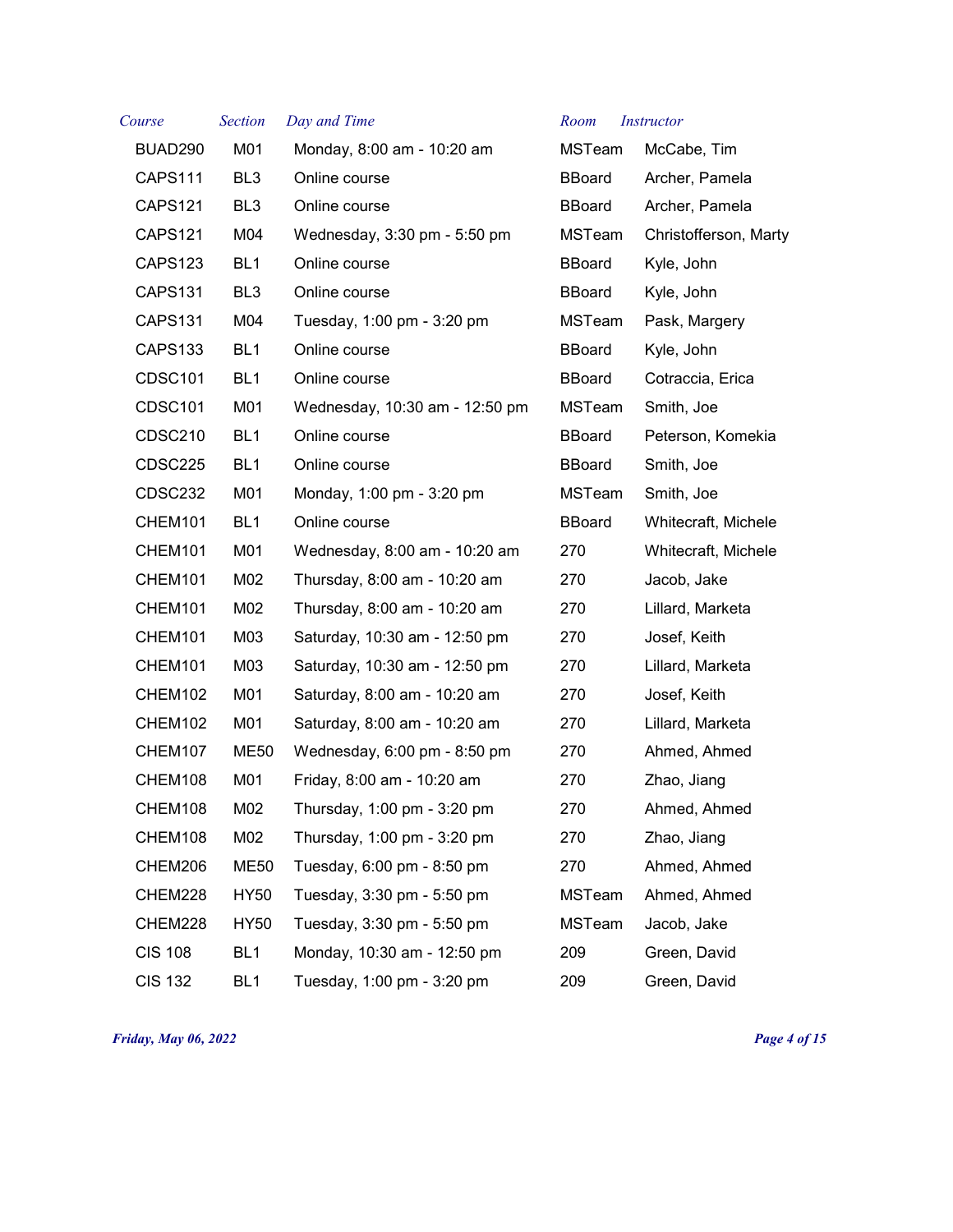| Course | Section | Day and Time | Room | Instructor |
|---|---|---|---|---|
| BUAD290 | M01 | Monday, 8:00 am - 10:20 am | MSTeam | McCabe, Tim |
| CAPS111 | BL3 | Online course | BBoard | Archer, Pamela |
| CAPS121 | BL3 | Online course | BBoard | Archer, Pamela |
| CAPS121 | M04 | Wednesday, 3:30 pm - 5:50 pm | MSTeam | Christofferson, Marty |
| CAPS123 | BL1 | Online course | BBoard | Kyle, John |
| CAPS131 | BL3 | Online course | BBoard | Kyle, John |
| CAPS131 | M04 | Tuesday, 1:00 pm - 3:20 pm | MSTeam | Pask, Margery |
| CAPS133 | BL1 | Online course | BBoard | Kyle, John |
| CDSC101 | BL1 | Online course | BBoard | Cotraccia, Erica |
| CDSC101 | M01 | Wednesday, 10:30 am - 12:50 pm | MSTeam | Smith, Joe |
| CDSC210 | BL1 | Online course | BBoard | Peterson, Komekia |
| CDSC225 | BL1 | Online course | BBoard | Smith, Joe |
| CDSC232 | M01 | Monday, 1:00 pm - 3:20 pm | MSTeam | Smith, Joe |
| CHEM101 | BL1 | Online course | BBoard | Whitecraft, Michele |
| CHEM101 | M01 | Wednesday, 8:00 am - 10:20 am | 270 | Whitecraft, Michele |
| CHEM101 | M02 | Thursday, 8:00 am - 10:20 am | 270 | Jacob, Jake |
| CHEM101 | M02 | Thursday, 8:00 am - 10:20 am | 270 | Lillard, Marketa |
| CHEM101 | M03 | Saturday, 10:30 am - 12:50 pm | 270 | Josef, Keith |
| CHEM101 | M03 | Saturday, 10:30 am - 12:50 pm | 270 | Lillard, Marketa |
| CHEM102 | M01 | Saturday, 8:00 am - 10:20 am | 270 | Josef, Keith |
| CHEM102 | M01 | Saturday, 8:00 am - 10:20 am | 270 | Lillard, Marketa |
| CHEM107 | ME50 | Wednesday, 6:00 pm - 8:50 pm | 270 | Ahmed, Ahmed |
| CHEM108 | M01 | Friday, 8:00 am - 10:20 am | 270 | Zhao, Jiang |
| CHEM108 | M02 | Thursday, 1:00 pm - 3:20 pm | 270 | Ahmed, Ahmed |
| CHEM108 | M02 | Thursday, 1:00 pm - 3:20 pm | 270 | Zhao, Jiang |
| CHEM206 | ME50 | Tuesday, 6:00 pm - 8:50 pm | 270 | Ahmed, Ahmed |
| CHEM228 | HY50 | Tuesday, 3:30 pm - 5:50 pm | MSTeam | Ahmed, Ahmed |
| CHEM228 | HY50 | Tuesday, 3:30 pm - 5:50 pm | MSTeam | Jacob, Jake |
| CIS 108 | BL1 | Monday, 10:30 am - 12:50 pm | 209 | Green, David |
| CIS 132 | BL1 | Tuesday, 1:00 pm - 3:20 pm | 209 | Green, David |

*Friday, May 06, 2022*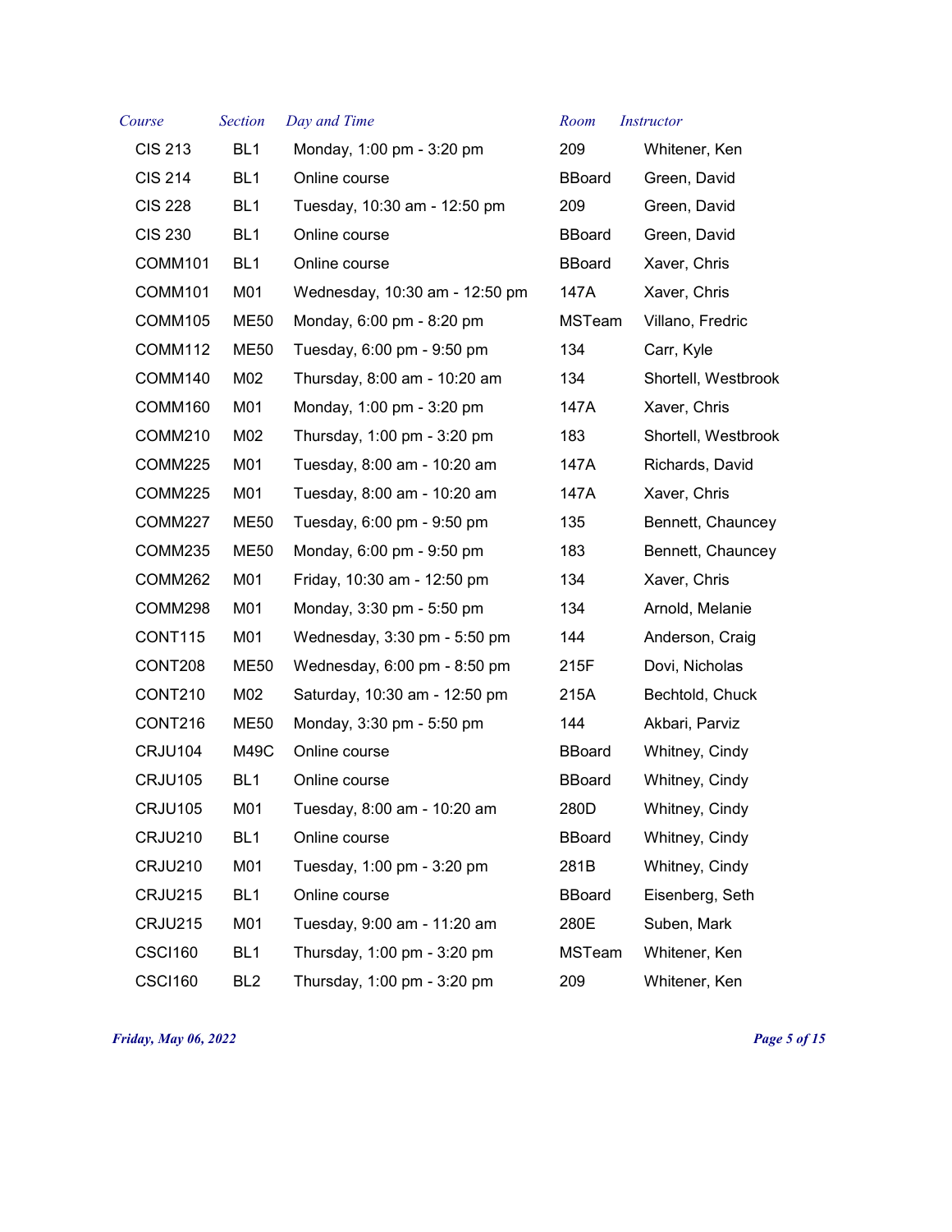| Course | Section | Day and Time | Room | Instructor |
| --- | --- | --- | --- | --- |
| CIS 213 | BL1 | Monday, 1:00 pm - 3:20 pm | 209 | Whitener, Ken |
| CIS 214 | BL1 | Online course | BBoard | Green, David |
| CIS 228 | BL1 | Tuesday, 10:30 am - 12:50 pm | 209 | Green, David |
| CIS 230 | BL1 | Online course | BBoard | Green, David |
| COMM101 | BL1 | Online course | BBoard | Xaver, Chris |
| COMM101 | M01 | Wednesday, 10:30 am - 12:50 pm | 147A | Xaver, Chris |
| COMM105 | ME50 | Monday, 6:00 pm - 8:20 pm | MSTeam | Villano, Fredric |
| COMM112 | ME50 | Tuesday, 6:00 pm - 9:50 pm | 134 | Carr, Kyle |
| COMM140 | M02 | Thursday, 8:00 am - 10:20 am | 134 | Shortell, Westbrook |
| COMM160 | M01 | Monday, 1:00 pm - 3:20 pm | 147A | Xaver, Chris |
| COMM210 | M02 | Thursday, 1:00 pm - 3:20 pm | 183 | Shortell, Westbrook |
| COMM225 | M01 | Tuesday, 8:00 am - 10:20 am | 147A | Richards, David |
| COMM225 | M01 | Tuesday, 8:00 am - 10:20 am | 147A | Xaver, Chris |
| COMM227 | ME50 | Tuesday, 6:00 pm - 9:50 pm | 135 | Bennett, Chauncey |
| COMM235 | ME50 | Monday, 6:00 pm - 9:50 pm | 183 | Bennett, Chauncey |
| COMM262 | M01 | Friday, 10:30 am - 12:50 pm | 134 | Xaver, Chris |
| COMM298 | M01 | Monday, 3:30 pm - 5:50 pm | 134 | Arnold, Melanie |
| CONT115 | M01 | Wednesday, 3:30 pm - 5:50 pm | 144 | Anderson, Craig |
| CONT208 | ME50 | Wednesday, 6:00 pm - 8:50 pm | 215F | Dovi, Nicholas |
| CONT210 | M02 | Saturday, 10:30 am - 12:50 pm | 215A | Bechtold, Chuck |
| CONT216 | ME50 | Monday, 3:30 pm - 5:50 pm | 144 | Akbari, Parviz |
| CRJU104 | M49C | Online course | BBoard | Whitney, Cindy |
| CRJU105 | BL1 | Online course | BBoard | Whitney, Cindy |
| CRJU105 | M01 | Tuesday, 8:00 am - 10:20 am | 280D | Whitney, Cindy |
| CRJU210 | BL1 | Online course | BBoard | Whitney, Cindy |
| CRJU210 | M01 | Tuesday, 1:00 pm - 3:20 pm | 281B | Whitney, Cindy |
| CRJU215 | BL1 | Online course | BBoard | Eisenberg, Seth |
| CRJU215 | M01 | Tuesday, 9:00 am - 11:20 am | 280E | Suben, Mark |
| CSCI160 | BL1 | Thursday, 1:00 pm - 3:20 pm | MSTeam | Whitener, Ken |
| CSCI160 | BL2 | Thursday, 1:00 pm - 3:20 pm | 209 | Whitener, Ken |

*Friday, May 06, 2022*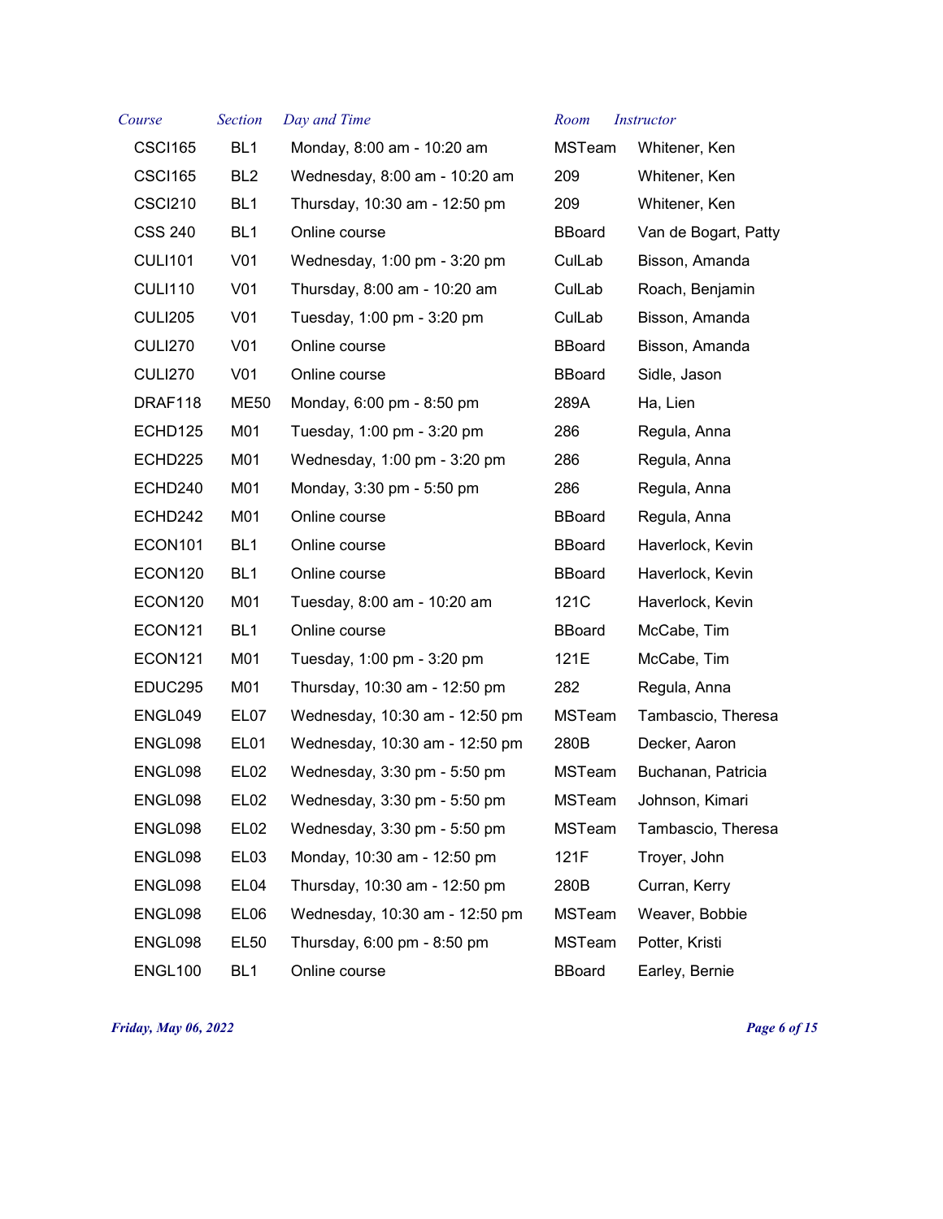| Course | Section | Day and Time | Room | Instructor |
| --- | --- | --- | --- | --- |
| CSCI165 | BL1 | Monday, 8:00 am - 10:20 am | MSTeam | Whitener, Ken |
| CSCI165 | BL2 | Wednesday, 8:00 am - 10:20 am | 209 | Whitener, Ken |
| CSCI210 | BL1 | Thursday, 10:30 am - 12:50 pm | 209 | Whitener, Ken |
| CSS 240 | BL1 | Online course | BBoard | Van de Bogart, Patty |
| CULI101 | V01 | Wednesday, 1:00 pm - 3:20 pm | CulLab | Bisson, Amanda |
| CULI110 | V01 | Thursday, 8:00 am - 10:20 am | CulLab | Roach, Benjamin |
| CULI205 | V01 | Tuesday, 1:00 pm - 3:20 pm | CulLab | Bisson, Amanda |
| CULI270 | V01 | Online course | BBoard | Bisson, Amanda |
| CULI270 | V01 | Online course | BBoard | Sidle, Jason |
| DRAF118 | ME50 | Monday, 6:00 pm - 8:50 pm | 289A | Ha, Lien |
| ECHD125 | M01 | Tuesday, 1:00 pm - 3:20 pm | 286 | Regula, Anna |
| ECHD225 | M01 | Wednesday, 1:00 pm - 3:20 pm | 286 | Regula, Anna |
| ECHD240 | M01 | Monday, 3:30 pm - 5:50 pm | 286 | Regula, Anna |
| ECHD242 | M01 | Online course | BBoard | Regula, Anna |
| ECON101 | BL1 | Online course | BBoard | Haverlock, Kevin |
| ECON120 | BL1 | Online course | BBoard | Haverlock, Kevin |
| ECON120 | M01 | Tuesday, 8:00 am - 10:20 am | 121C | Haverlock, Kevin |
| ECON121 | BL1 | Online course | BBoard | McCabe, Tim |
| ECON121 | M01 | Tuesday, 1:00 pm - 3:20 pm | 121E | McCabe, Tim |
| EDUC295 | M01 | Thursday, 10:30 am - 12:50 pm | 282 | Regula, Anna |
| ENGL049 | EL07 | Wednesday, 10:30 am - 12:50 pm | MSTeam | Tambascio, Theresa |
| ENGL098 | EL01 | Wednesday, 10:30 am - 12:50 pm | 280B | Decker, Aaron |
| ENGL098 | EL02 | Wednesday, 3:30 pm - 5:50 pm | MSTeam | Buchanan, Patricia |
| ENGL098 | EL02 | Wednesday, 3:30 pm - 5:50 pm | MSTeam | Johnson, Kimari |
| ENGL098 | EL02 | Wednesday, 3:30 pm - 5:50 pm | MSTeam | Tambascio, Theresa |
| ENGL098 | EL03 | Monday, 10:30 am - 12:50 pm | 121F | Troyer, John |
| ENGL098 | EL04 | Thursday, 10:30 am - 12:50 pm | 280B | Curran, Kerry |
| ENGL098 | EL06 | Wednesday, 10:30 am - 12:50 pm | MSTeam | Weaver, Bobbie |
| ENGL098 | EL50 | Thursday, 6:00 pm - 8:50 pm | MSTeam | Potter, Kristi |
| ENGL100 | BL1 | Online course | BBoard | Earley, Bernie |

*Friday, May 06, 2022*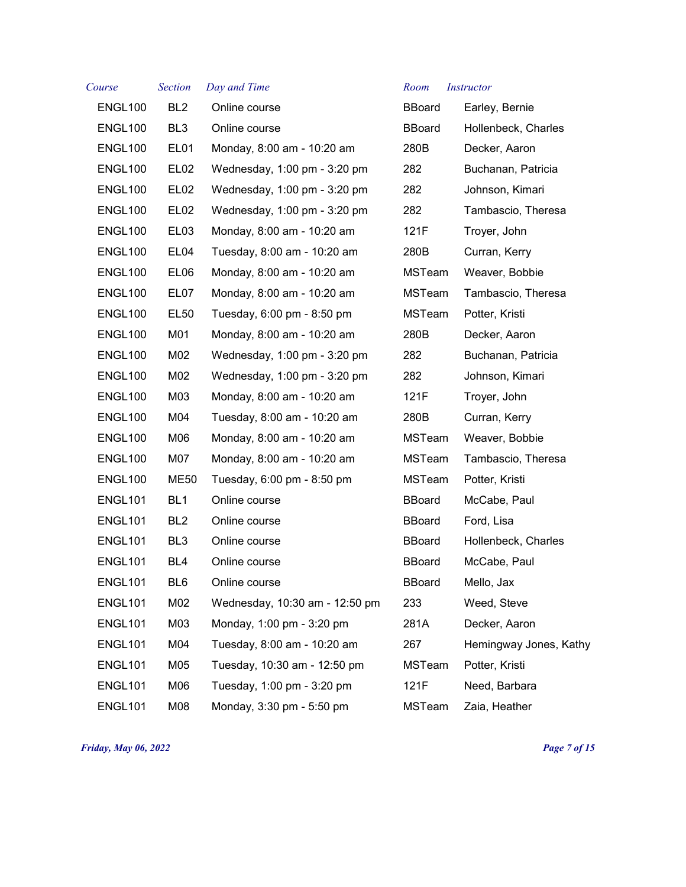| Course | Section | Day and Time | Room | Instructor |
| --- | --- | --- | --- | --- |
| ENGL100 | BL2 | Online course | BBoard | Earley, Bernie |
| ENGL100 | BL3 | Online course | BBoard | Hollenbeck, Charles |
| ENGL100 | EL01 | Monday, 8:00 am - 10:20 am | 280B | Decker, Aaron |
| ENGL100 | EL02 | Wednesday, 1:00 pm - 3:20 pm | 282 | Buchanan, Patricia |
| ENGL100 | EL02 | Wednesday, 1:00 pm - 3:20 pm | 282 | Johnson, Kimari |
| ENGL100 | EL02 | Wednesday, 1:00 pm - 3:20 pm | 282 | Tambascio, Theresa |
| ENGL100 | EL03 | Monday, 8:00 am - 10:20 am | 121F | Troyer, John |
| ENGL100 | EL04 | Tuesday, 8:00 am - 10:20 am | 280B | Curran, Kerry |
| ENGL100 | EL06 | Monday, 8:00 am - 10:20 am | MSTeam | Weaver, Bobbie |
| ENGL100 | EL07 | Monday, 8:00 am - 10:20 am | MSTeam | Tambascio, Theresa |
| ENGL100 | EL50 | Tuesday, 6:00 pm - 8:50 pm | MSTeam | Potter, Kristi |
| ENGL100 | M01 | Monday, 8:00 am - 10:20 am | 280B | Decker, Aaron |
| ENGL100 | M02 | Wednesday, 1:00 pm - 3:20 pm | 282 | Buchanan, Patricia |
| ENGL100 | M02 | Wednesday, 1:00 pm - 3:20 pm | 282 | Johnson, Kimari |
| ENGL100 | M03 | Monday, 8:00 am - 10:20 am | 121F | Troyer, John |
| ENGL100 | M04 | Tuesday, 8:00 am - 10:20 am | 280B | Curran, Kerry |
| ENGL100 | M06 | Monday, 8:00 am - 10:20 am | MSTeam | Weaver, Bobbie |
| ENGL100 | M07 | Monday, 8:00 am - 10:20 am | MSTeam | Tambascio, Theresa |
| ENGL100 | ME50 | Tuesday, 6:00 pm - 8:50 pm | MSTeam | Potter, Kristi |
| ENGL101 | BL1 | Online course | BBoard | McCabe, Paul |
| ENGL101 | BL2 | Online course | BBoard | Ford, Lisa |
| ENGL101 | BL3 | Online course | BBoard | Hollenbeck, Charles |
| ENGL101 | BL4 | Online course | BBoard | McCabe, Paul |
| ENGL101 | BL6 | Online course | BBoard | Mello, Jax |
| ENGL101 | M02 | Wednesday, 10:30 am - 12:50 pm | 233 | Weed, Steve |
| ENGL101 | M03 | Monday, 1:00 pm - 3:20 pm | 281A | Decker, Aaron |
| ENGL101 | M04 | Tuesday, 8:00 am - 10:20 am | 267 | Hemingway Jones, Kathy |
| ENGL101 | M05 | Tuesday, 10:30 am - 12:50 pm | MSTeam | Potter, Kristi |
| ENGL101 | M06 | Tuesday, 1:00 pm - 3:20 pm | 121F | Need, Barbara |
| ENGL101 | M08 | Monday, 3:30 pm - 5:50 pm | MSTeam | Zaia, Heather |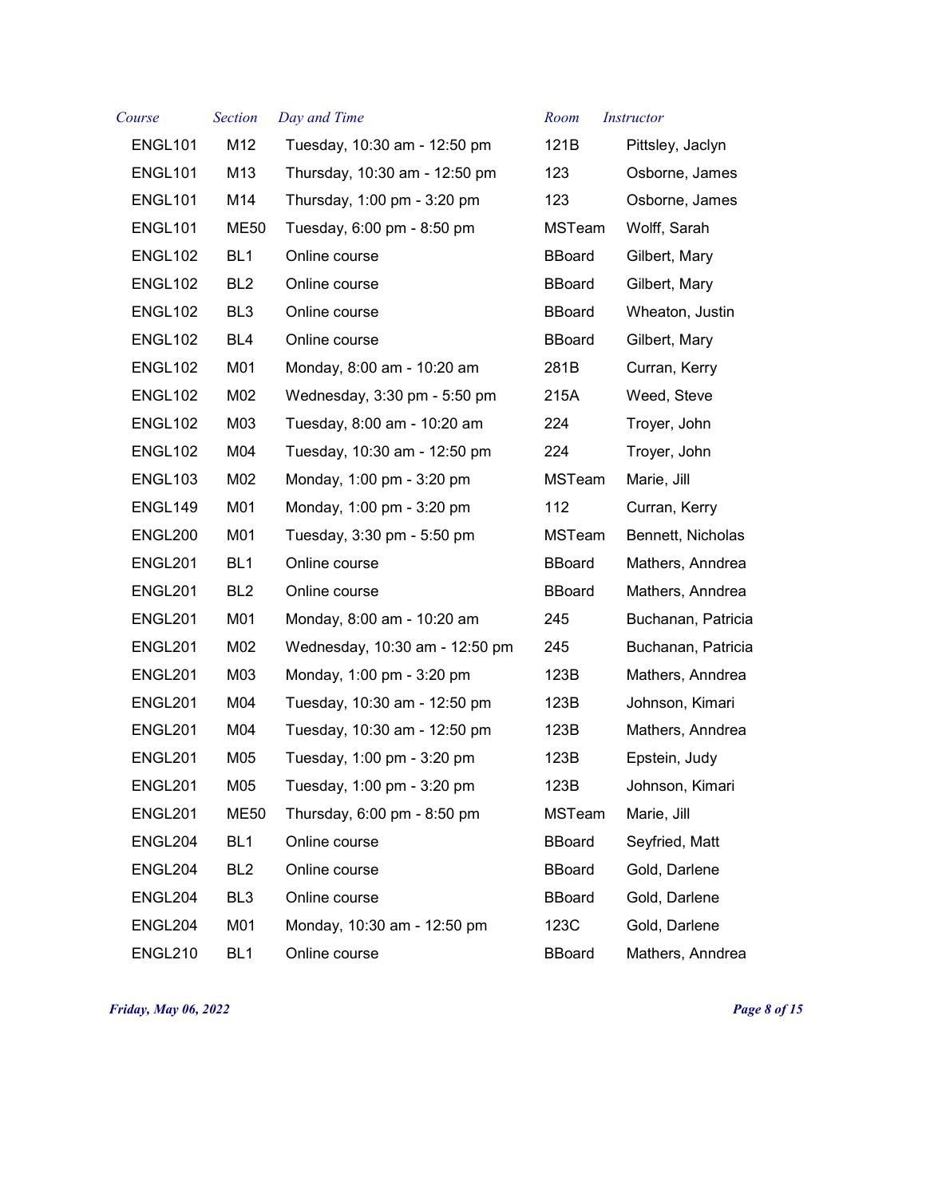| Course | Section | Day and Time | Room | Instructor |
|---|---|---|---|---|
| ENGL101 | M12 | Tuesday, 10:30 am - 12:50 pm | 121B | Pittsley, Jaclyn |
| ENGL101 | M13 | Thursday, 10:30 am - 12:50 pm | 123 | Osborne, James |
| ENGL101 | M14 | Thursday, 1:00 pm - 3:20 pm | 123 | Osborne, James |
| ENGL101 | ME50 | Tuesday, 6:00 pm - 8:50 pm | MSTeam | Wolff, Sarah |
| ENGL102 | BL1 | Online course | BBoard | Gilbert, Mary |
| ENGL102 | BL2 | Online course | BBoard | Gilbert, Mary |
| ENGL102 | BL3 | Online course | BBoard | Wheaton, Justin |
| ENGL102 | BL4 | Online course | BBoard | Gilbert, Mary |
| ENGL102 | M01 | Monday, 8:00 am - 10:20 am | 281B | Curran, Kerry |
| ENGL102 | M02 | Wednesday, 3:30 pm - 5:50 pm | 215A | Weed, Steve |
| ENGL102 | M03 | Tuesday, 8:00 am - 10:20 am | 224 | Troyer, John |
| ENGL102 | M04 | Tuesday, 10:30 am - 12:50 pm | 224 | Troyer, John |
| ENGL103 | M02 | Monday, 1:00 pm - 3:20 pm | MSTeam | Marie, Jill |
| ENGL149 | M01 | Monday, 1:00 pm - 3:20 pm | 112 | Curran, Kerry |
| ENGL200 | M01 | Tuesday, 3:30 pm - 5:50 pm | MSTeam | Bennett, Nicholas |
| ENGL201 | BL1 | Online course | BBoard | Mathers, Anndrea |
| ENGL201 | BL2 | Online course | BBoard | Mathers, Anndrea |
| ENGL201 | M01 | Monday, 8:00 am - 10:20 am | 245 | Buchanan, Patricia |
| ENGL201 | M02 | Wednesday, 10:30 am - 12:50 pm | 245 | Buchanan, Patricia |
| ENGL201 | M03 | Monday, 1:00 pm - 3:20 pm | 123B | Mathers, Anndrea |
| ENGL201 | M04 | Tuesday, 10:30 am - 12:50 pm | 123B | Johnson, Kimari |
| ENGL201 | M04 | Tuesday, 10:30 am - 12:50 pm | 123B | Mathers, Anndrea |
| ENGL201 | M05 | Tuesday, 1:00 pm - 3:20 pm | 123B | Epstein, Judy |
| ENGL201 | M05 | Tuesday, 1:00 pm - 3:20 pm | 123B | Johnson, Kimari |
| ENGL201 | ME50 | Thursday, 6:00 pm - 8:50 pm | MSTeam | Marie, Jill |
| ENGL204 | BL1 | Online course | BBoard | Seyfried, Matt |
| ENGL204 | BL2 | Online course | BBoard | Gold, Darlene |
| ENGL204 | BL3 | Online course | BBoard | Gold, Darlene |
| ENGL204 | M01 | Monday, 10:30 am - 12:50 pm | 123C | Gold, Darlene |
| ENGL210 | BL1 | Online course | BBoard | Mathers, Anndrea |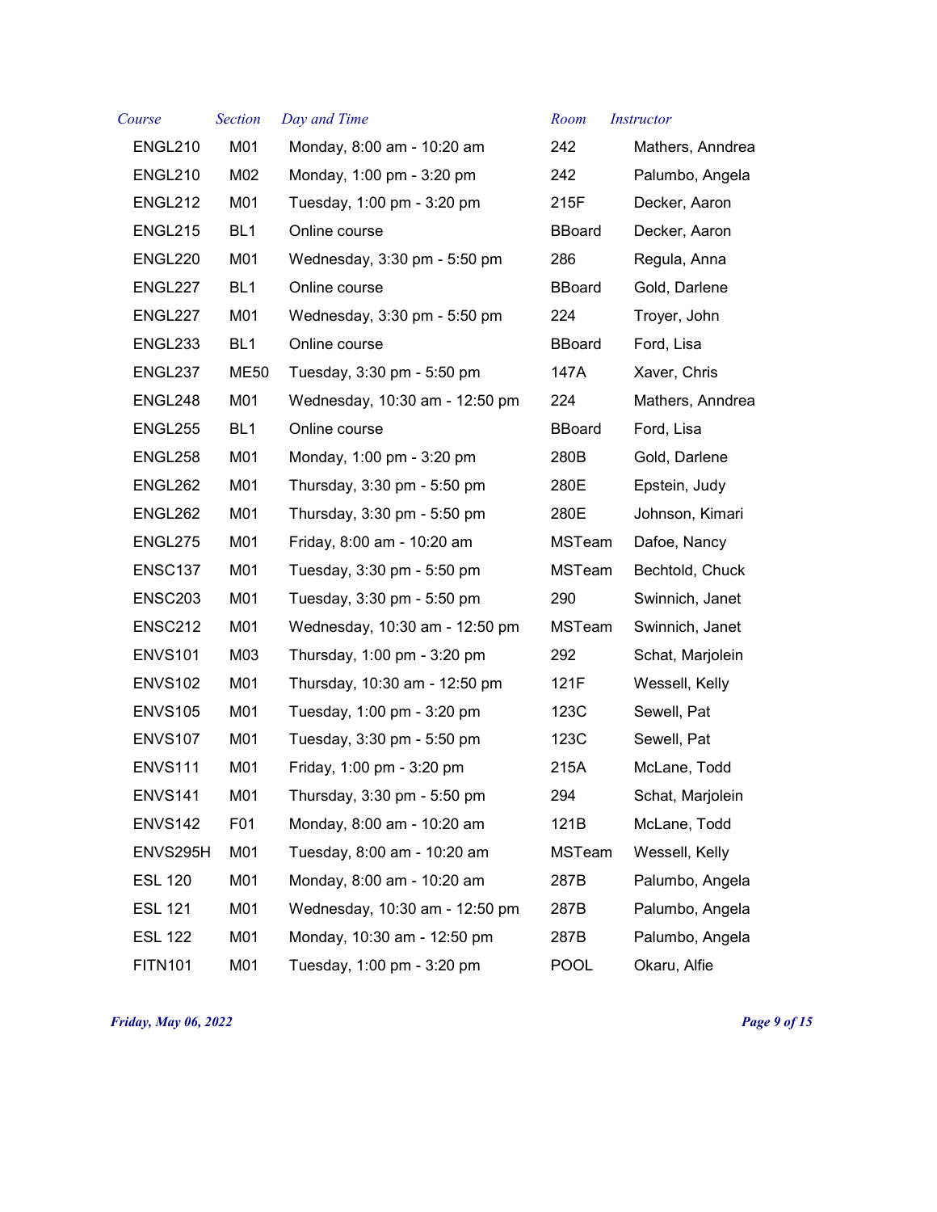| Course | Section | Day and Time | Room | Instructor |
|---|---|---|---|---|
| ENGL210 | M01 | Monday, 8:00 am - 10:20 am | 242 | Mathers, Anndrea |
| ENGL210 | M02 | Monday, 1:00 pm - 3:20 pm | 242 | Palumbo, Angela |
| ENGL212 | M01 | Tuesday, 1:00 pm - 3:20 pm | 215F | Decker, Aaron |
| ENGL215 | BL1 | Online course | BBoard | Decker, Aaron |
| ENGL220 | M01 | Wednesday, 3:30 pm - 5:50 pm | 286 | Regula, Anna |
| ENGL227 | BL1 | Online course | BBoard | Gold, Darlene |
| ENGL227 | M01 | Wednesday, 3:30 pm - 5:50 pm | 224 | Troyer, John |
| ENGL233 | BL1 | Online course | BBoard | Ford, Lisa |
| ENGL237 | ME50 | Tuesday, 3:30 pm - 5:50 pm | 147A | Xaver, Chris |
| ENGL248 | M01 | Wednesday, 10:30 am - 12:50 pm | 224 | Mathers, Anndrea |
| ENGL255 | BL1 | Online course | BBoard | Ford, Lisa |
| ENGL258 | M01 | Monday, 1:00 pm - 3:20 pm | 280B | Gold, Darlene |
| ENGL262 | M01 | Thursday, 3:30 pm - 5:50 pm | 280E | Epstein, Judy |
| ENGL262 | M01 | Thursday, 3:30 pm - 5:50 pm | 280E | Johnson, Kimari |
| ENGL275 | M01 | Friday, 8:00 am - 10:20 am | MSTeam | Dafoe, Nancy |
| ENSC137 | M01 | Tuesday, 3:30 pm - 5:50 pm | MSTeam | Bechtold, Chuck |
| ENSC203 | M01 | Tuesday, 3:30 pm - 5:50 pm | 290 | Swinnich, Janet |
| ENSC212 | M01 | Wednesday, 10:30 am - 12:50 pm | MSTeam | Swinnich, Janet |
| ENVS101 | M03 | Thursday, 1:00 pm - 3:20 pm | 292 | Schat, Marjolein |
| ENVS102 | M01 | Thursday, 10:30 am - 12:50 pm | 121F | Wessell, Kelly |
| ENVS105 | M01 | Tuesday, 1:00 pm - 3:20 pm | 123C | Sewell, Pat |
| ENVS107 | M01 | Tuesday, 3:30 pm - 5:50 pm | 123C | Sewell, Pat |
| ENVS111 | M01 | Friday, 1:00 pm - 3:20 pm | 215A | McLane, Todd |
| ENVS141 | M01 | Thursday, 3:30 pm - 5:50 pm | 294 | Schat, Marjolein |
| ENVS142 | F01 | Monday, 8:00 am - 10:20 am | 121B | McLane, Todd |
| ENVS295H | M01 | Tuesday, 8:00 am - 10:20 am | MSTeam | Wessell, Kelly |
| ESL 120 | M01 | Monday, 8:00 am - 10:20 am | 287B | Palumbo, Angela |
| ESL 121 | M01 | Wednesday, 10:30 am - 12:50 pm | 287B | Palumbo, Angela |
| ESL 122 | M01 | Monday, 10:30 am - 12:50 pm | 287B | Palumbo, Angela |
| FITN101 | M01 | Tuesday, 1:00 pm - 3:20 pm | POOL | Okaru, Alfie |

*Friday, May 06, 2022*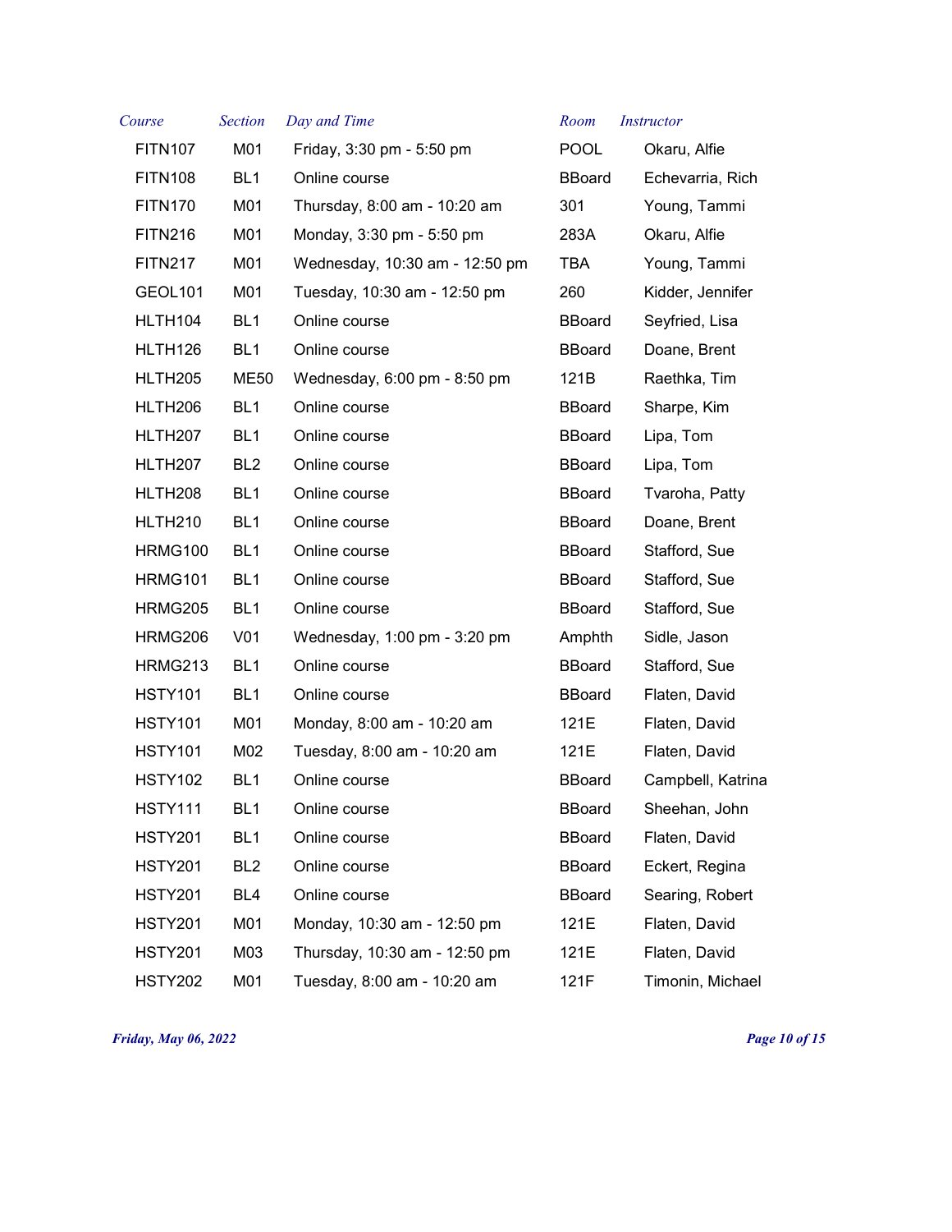| Course | Section | Day and Time | Room | Instructor |
| --- | --- | --- | --- | --- |
| FITN107 | M01 | Friday, 3:30 pm - 5:50 pm | POOL | Okaru, Alfie |
| FITN108 | BL1 | Online course | BBoard | Echevarria, Rich |
| FITN170 | M01 | Thursday, 8:00 am - 10:20 am | 301 | Young, Tammi |
| FITN216 | M01 | Monday, 3:30 pm - 5:50 pm | 283A | Okaru, Alfie |
| FITN217 | M01 | Wednesday, 10:30 am - 12:50 pm | TBA | Young, Tammi |
| GEOL101 | M01 | Tuesday, 10:30 am - 12:50 pm | 260 | Kidder, Jennifer |
| HLTH104 | BL1 | Online course | BBoard | Seyfried, Lisa |
| HLTH126 | BL1 | Online course | BBoard | Doane, Brent |
| HLTH205 | ME50 | Wednesday, 6:00 pm - 8:50 pm | 121B | Raethka, Tim |
| HLTH206 | BL1 | Online course | BBoard | Sharpe, Kim |
| HLTH207 | BL1 | Online course | BBoard | Lipa, Tom |
| HLTH207 | BL2 | Online course | BBoard | Lipa, Tom |
| HLTH208 | BL1 | Online course | BBoard | Tvaroha, Patty |
| HLTH210 | BL1 | Online course | BBoard | Doane, Brent |
| HRMG100 | BL1 | Online course | BBoard | Stafford, Sue |
| HRMG101 | BL1 | Online course | BBoard | Stafford, Sue |
| HRMG205 | BL1 | Online course | BBoard | Stafford, Sue |
| HRMG206 | V01 | Wednesday, 1:00 pm - 3:20 pm | Amphth | Sidle, Jason |
| HRMG213 | BL1 | Online course | BBoard | Stafford, Sue |
| HSTY101 | BL1 | Online course | BBoard | Flaten, David |
| HSTY101 | M01 | Monday, 8:00 am - 10:20 am | 121E | Flaten, David |
| HSTY101 | M02 | Tuesday, 8:00 am - 10:20 am | 121E | Flaten, David |
| HSTY102 | BL1 | Online course | BBoard | Campbell, Katrina |
| HSTY111 | BL1 | Online course | BBoard | Sheehan, John |
| HSTY201 | BL1 | Online course | BBoard | Flaten, David |
| HSTY201 | BL2 | Online course | BBoard | Eckert, Regina |
| HSTY201 | BL4 | Online course | BBoard | Searing, Robert |
| HSTY201 | M01 | Monday, 10:30 am - 12:50 pm | 121E | Flaten, David |
| HSTY201 | M03 | Thursday, 10:30 am - 12:50 pm | 121E | Flaten, David |
| HSTY202 | M01 | Tuesday, 8:00 am - 10:20 am | 121F | Timonin, Michael |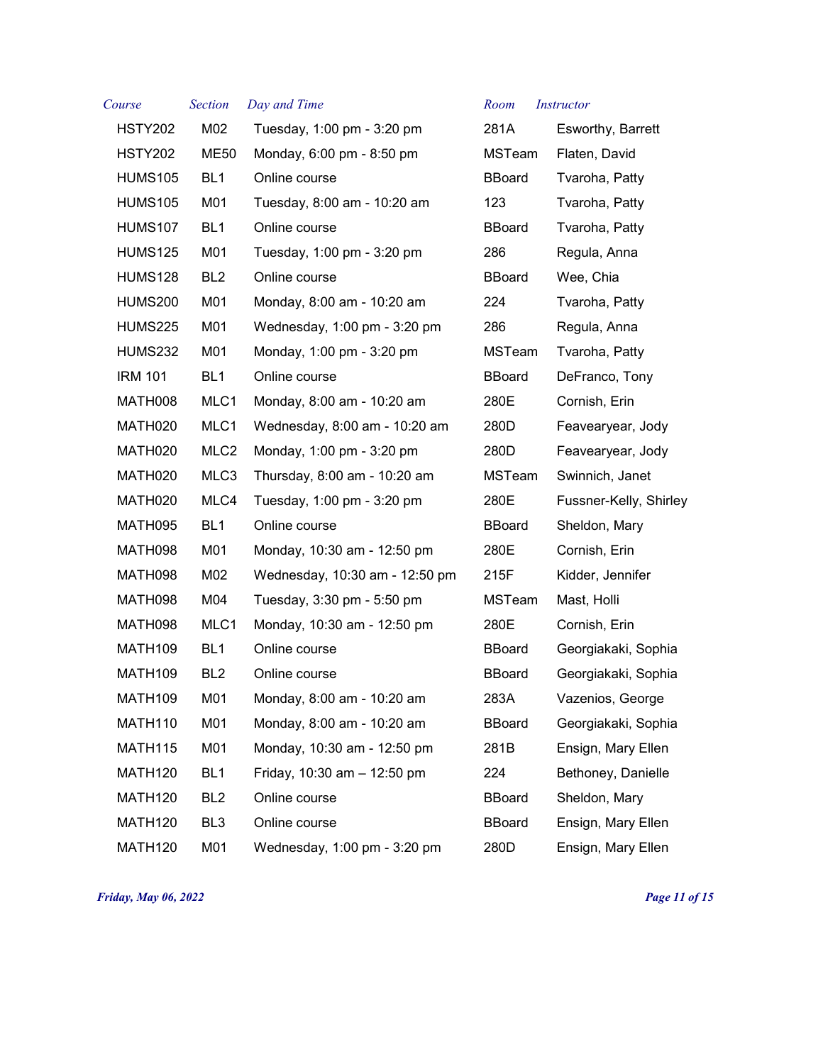| Course | Section | Day and Time | Room | Instructor |
|---|---|---|---|---|
| HSTY202 | M02 | Tuesday, 1:00 pm - 3:20 pm | 281A | Esworthy, Barrett |
| HSTY202 | ME50 | Monday, 6:00 pm - 8:50 pm | MSTeam | Flaten, David |
| HUMS105 | BL1 | Online course | BBoard | Tvaroha, Patty |
| HUMS105 | M01 | Tuesday, 8:00 am - 10:20 am | 123 | Tvaroha, Patty |
| HUMS107 | BL1 | Online course | BBoard | Tvaroha, Patty |
| HUMS125 | M01 | Tuesday, 1:00 pm - 3:20 pm | 286 | Regula, Anna |
| HUMS128 | BL2 | Online course | BBoard | Wee, Chia |
| HUMS200 | M01 | Monday, 8:00 am - 10:20 am | 224 | Tvaroha, Patty |
| HUMS225 | M01 | Wednesday, 1:00 pm - 3:20 pm | 286 | Regula, Anna |
| HUMS232 | M01 | Monday, 1:00 pm - 3:20 pm | MSTeam | Tvaroha, Patty |
| IRM 101 | BL1 | Online course | BBoard | DeFranco, Tony |
| MATH008 | MLC1 | Monday, 8:00 am - 10:20 am | 280E | Cornish, Erin |
| MATH020 | MLC1 | Wednesday, 8:00 am - 10:20 am | 280D | Feavearyear, Jody |
| MATH020 | MLC2 | Monday, 1:00 pm - 3:20 pm | 280D | Feavearyear, Jody |
| MATH020 | MLC3 | Thursday, 8:00 am - 10:20 am | MSTeam | Swinnich, Janet |
| MATH020 | MLC4 | Tuesday, 1:00 pm - 3:20 pm | 280E | Fussner-Kelly, Shirley |
| MATH095 | BL1 | Online course | BBoard | Sheldon, Mary |
| MATH098 | M01 | Monday, 10:30 am - 12:50 pm | 280E | Cornish, Erin |
| MATH098 | M02 | Wednesday, 10:30 am - 12:50 pm | 215F | Kidder, Jennifer |
| MATH098 | M04 | Tuesday, 3:30 pm - 5:50 pm | MSTeam | Mast, Holli |
| MATH098 | MLC1 | Monday, 10:30 am - 12:50 pm | 280E | Cornish, Erin |
| MATH109 | BL1 | Online course | BBoard | Georgiakaki, Sophia |
| MATH109 | BL2 | Online course | BBoard | Georgiakaki, Sophia |
| MATH109 | M01 | Monday, 8:00 am - 10:20 am | 283A | Vazenios, George |
| MATH110 | M01 | Monday, 8:00 am - 10:20 am | BBoard | Georgiakaki, Sophia |
| MATH115 | M01 | Monday, 10:30 am - 12:50 pm | 281B | Ensign, Mary Ellen |
| MATH120 | BL1 | Friday, 10:30 am – 12:50 pm | 224 | Bethoney, Danielle |
| MATH120 | BL2 | Online course | BBoard | Sheldon, Mary |
| MATH120 | BL3 | Online course | BBoard | Ensign, Mary Ellen |
| MATH120 | M01 | Wednesday, 1:00 pm - 3:20 pm | 280D | Ensign, Mary Ellen |

*Friday, May 06, 2022*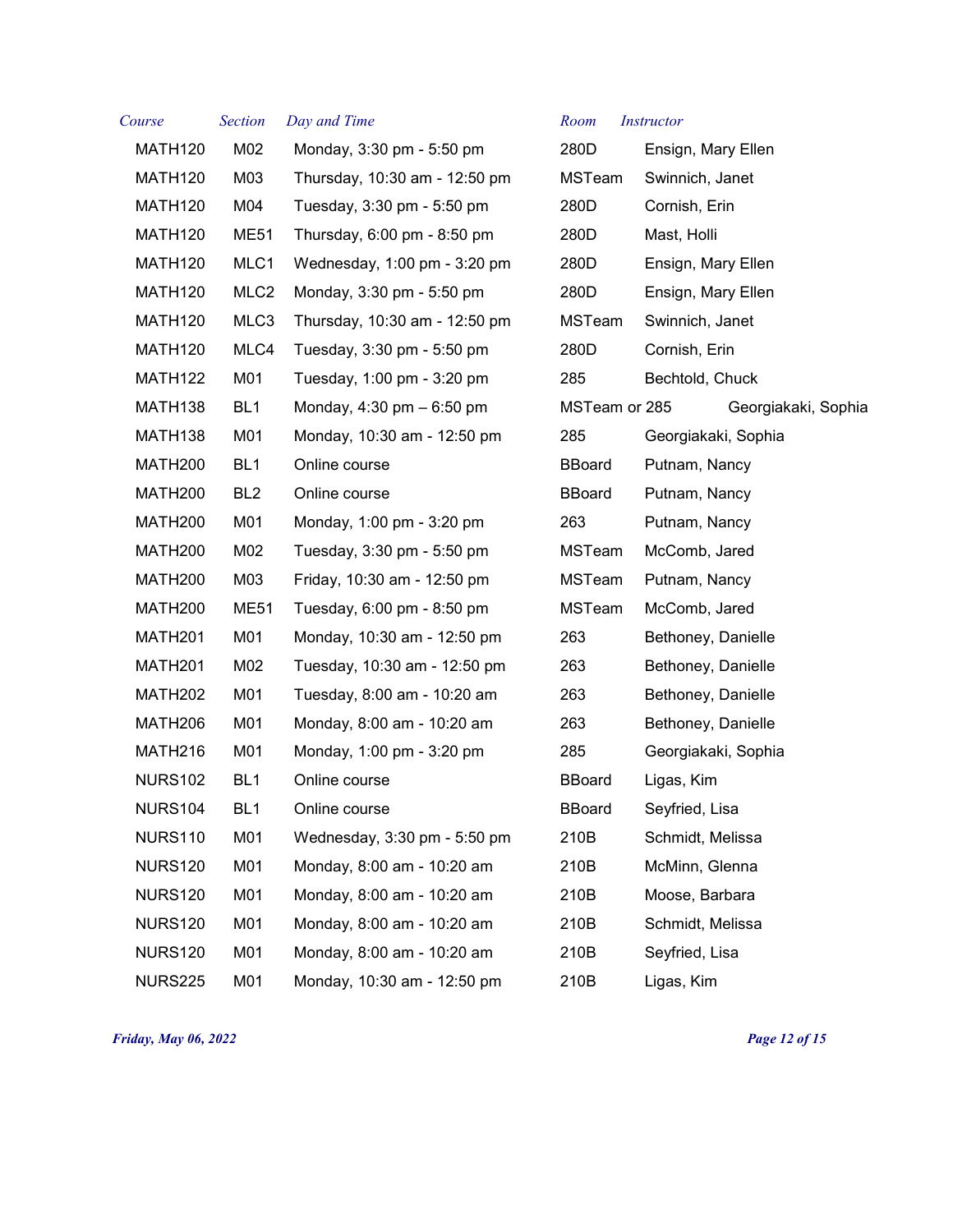| *Course* | *Section* | *Day and Time* | *Room* | *Instructor* |
| --- | --- | --- | --- | --- |
| MATH120 | M02 | Monday, 3:30 pm - 5:50 pm | 280D | Ensign, Mary Ellen |
| MATH120 | M03 | Thursday, 10:30 am - 12:50 pm | MSTeam | Swinnich, Janet |
| MATH120 | M04 | Tuesday, 3:30 pm - 5:50 pm | 280D | Cornish, Erin |
| MATH120 | ME51 | Thursday, 6:00 pm - 8:50 pm | 280D | Mast, Holli |
| MATH120 | MLC1 | Wednesday, 1:00 pm - 3:20 pm | 280D | Ensign, Mary Ellen |
| MATH120 | MLC2 | Monday, 3:30 pm - 5:50 pm | 280D | Ensign, Mary Ellen |
| MATH120 | MLC3 | Thursday, 10:30 am - 12:50 pm | MSTeam | Swinnich, Janet |
| MATH120 | MLC4 | Tuesday, 3:30 pm - 5:50 pm | 280D | Cornish, Erin |
| MATH122 | M01 | Tuesday, 1:00 pm - 3:20 pm | 285 | Bechtold, Chuck |
| MATH138 | BL1 | Monday, 4:30 pm – 6:50 pm | MSTeam or 285 | Georgiakaki, Sophia |
| MATH138 | M01 | Monday, 10:30 am - 12:50 pm | 285 | Georgiakaki, Sophia |
| MATH200 | BL1 | Online course | BBoard | Putnam, Nancy |
| MATH200 | BL2 | Online course | BBoard | Putnam, Nancy |
| MATH200 | M01 | Monday, 1:00 pm - 3:20 pm | 263 | Putnam, Nancy |
| MATH200 | M02 | Tuesday, 3:30 pm - 5:50 pm | MSTeam | McComb, Jared |
| MATH200 | M03 | Friday, 10:30 am - 12:50 pm | MSTeam | Putnam, Nancy |
| MATH200 | ME51 | Tuesday, 6:00 pm - 8:50 pm | MSTeam | McComb, Jared |
| MATH201 | M01 | Monday, 10:30 am - 12:50 pm | 263 | Bethoney, Danielle |
| MATH201 | M02 | Tuesday, 10:30 am - 12:50 pm | 263 | Bethoney, Danielle |
| MATH202 | M01 | Tuesday, 8:00 am - 10:20 am | 263 | Bethoney, Danielle |
| MATH206 | M01 | Monday, 8:00 am - 10:20 am | 263 | Bethoney, Danielle |
| MATH216 | M01 | Monday, 1:00 pm - 3:20 pm | 285 | Georgiakaki, Sophia |
| NURS102 | BL1 | Online course | BBoard | Ligas, Kim |
| NURS104 | BL1 | Online course | BBoard | Seyfried, Lisa |
| NURS110 | M01 | Wednesday, 3:30 pm - 5:50 pm | 210B | Schmidt, Melissa |
| NURS120 | M01 | Monday, 8:00 am - 10:20 am | 210B | McMinn, Glenna |
| NURS120 | M01 | Monday, 8:00 am - 10:20 am | 210B | Moose, Barbara |
| NURS120 | M01 | Monday, 8:00 am - 10:20 am | 210B | Schmidt, Melissa |
| NURS120 | M01 | Monday, 8:00 am - 10:20 am | 210B | Seyfried, Lisa |
| NURS225 | M01 | Monday, 10:30 am - 12:50 pm | 210B | Ligas, Kim |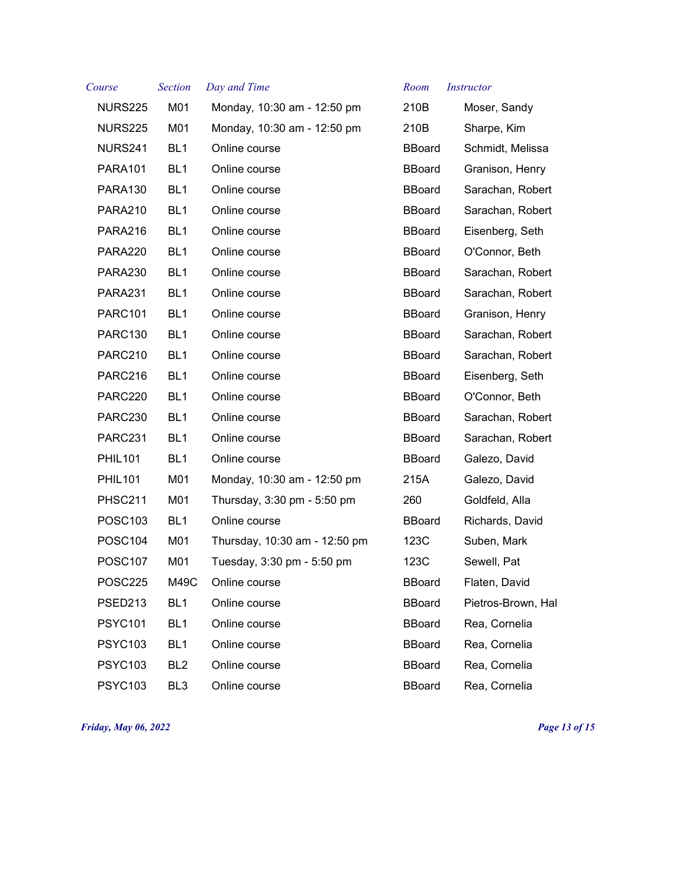| Course | Section | Day and Time | Room | Instructor |
|---|---|---|---|---|
| NURS225 | M01 | Monday, 10:30 am - 12:50 pm | 210B | Moser, Sandy |
| NURS225 | M01 | Monday, 10:30 am - 12:50 pm | 210B | Sharpe, Kim |
| NURS241 | BL1 | Online course | BBoard | Schmidt, Melissa |
| PARA101 | BL1 | Online course | BBoard | Granison, Henry |
| PARA130 | BL1 | Online course | BBoard | Sarachan, Robert |
| PARA210 | BL1 | Online course | BBoard | Sarachan, Robert |
| PARA216 | BL1 | Online course | BBoard | Eisenberg, Seth |
| PARA220 | BL1 | Online course | BBoard | O'Connor, Beth |
| PARA230 | BL1 | Online course | BBoard | Sarachan, Robert |
| PARA231 | BL1 | Online course | BBoard | Sarachan, Robert |
| PARC101 | BL1 | Online course | BBoard | Granison, Henry |
| PARC130 | BL1 | Online course | BBoard | Sarachan, Robert |
| PARC210 | BL1 | Online course | BBoard | Sarachan, Robert |
| PARC216 | BL1 | Online course | BBoard | Eisenberg, Seth |
| PARC220 | BL1 | Online course | BBoard | O'Connor, Beth |
| PARC230 | BL1 | Online course | BBoard | Sarachan, Robert |
| PARC231 | BL1 | Online course | BBoard | Sarachan, Robert |
| PHIL101 | BL1 | Online course | BBoard | Galezo, David |
| PHIL101 | M01 | Monday, 10:30 am - 12:50 pm | 215A | Galezo, David |
| PHSC211 | M01 | Thursday, 3:30 pm - 5:50 pm | 260 | Goldfeld, Alla |
| POSC103 | BL1 | Online course | BBoard | Richards, David |
| POSC104 | M01 | Thursday, 10:30 am - 12:50 pm | 123C | Suben, Mark |
| POSC107 | M01 | Tuesday, 3:30 pm - 5:50 pm | 123C | Sewell, Pat |
| POSC225 | M49C | Online course | BBoard | Flaten, David |
| PSED213 | BL1 | Online course | BBoard | Pietros-Brown, Hal |
| PSYC101 | BL1 | Online course | BBoard | Rea, Cornelia |
| PSYC103 | BL1 | Online course | BBoard | Rea, Cornelia |
| PSYC103 | BL2 | Online course | BBoard | Rea, Cornelia |
| PSYC103 | BL3 | Online course | BBoard | Rea, Cornelia |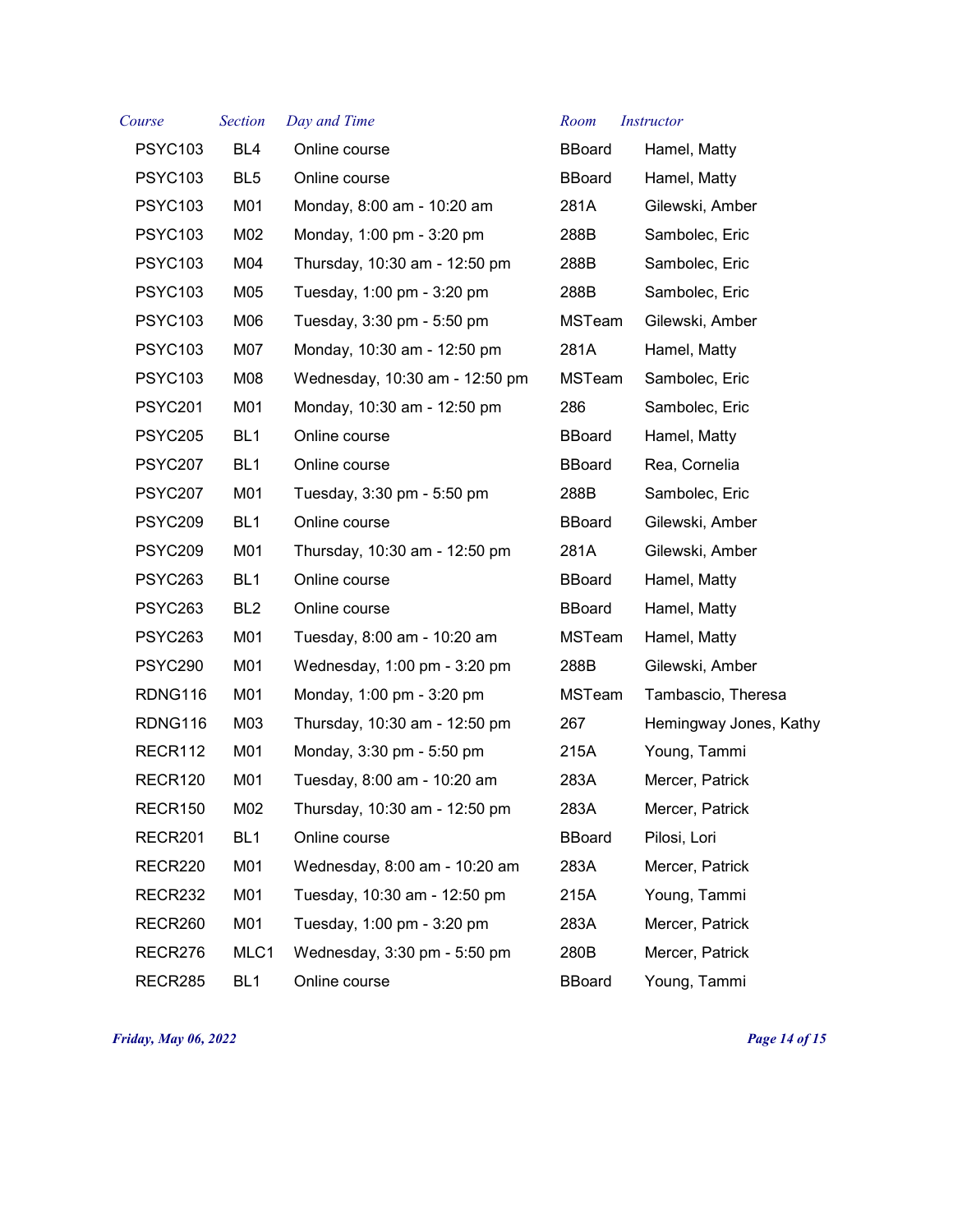| Course | Section | Day and Time | Room | Instructor |
| --- | --- | --- | --- | --- |
| PSYC103 | BL4 | Online course | BBoard | Hamel, Matty |
| PSYC103 | BL5 | Online course | BBoard | Hamel, Matty |
| PSYC103 | M01 | Monday, 8:00 am - 10:20 am | 281A | Gilewski, Amber |
| PSYC103 | M02 | Monday, 1:00 pm - 3:20 pm | 288B | Sambolec, Eric |
| PSYC103 | M04 | Thursday, 10:30 am - 12:50 pm | 288B | Sambolec, Eric |
| PSYC103 | M05 | Tuesday, 1:00 pm - 3:20 pm | 288B | Sambolec, Eric |
| PSYC103 | M06 | Tuesday, 3:30 pm - 5:50 pm | MSTeam | Gilewski, Amber |
| PSYC103 | M07 | Monday, 10:30 am - 12:50 pm | 281A | Hamel, Matty |
| PSYC103 | M08 | Wednesday, 10:30 am - 12:50 pm | MSTeam | Sambolec, Eric |
| PSYC201 | M01 | Monday, 10:30 am - 12:50 pm | 286 | Sambolec, Eric |
| PSYC205 | BL1 | Online course | BBoard | Hamel, Matty |
| PSYC207 | BL1 | Online course | BBoard | Rea, Cornelia |
| PSYC207 | M01 | Tuesday, 3:30 pm - 5:50 pm | 288B | Sambolec, Eric |
| PSYC209 | BL1 | Online course | BBoard | Gilewski, Amber |
| PSYC209 | M01 | Thursday, 10:30 am - 12:50 pm | 281A | Gilewski, Amber |
| PSYC263 | BL1 | Online course | BBoard | Hamel, Matty |
| PSYC263 | BL2 | Online course | BBoard | Hamel, Matty |
| PSYC263 | M01 | Tuesday, 8:00 am - 10:20 am | MSTeam | Hamel, Matty |
| PSYC290 | M01 | Wednesday, 1:00 pm - 3:20 pm | 288B | Gilewski, Amber |
| RDNG116 | M01 | Monday, 1:00 pm - 3:20 pm | MSTeam | Tambascio, Theresa |
| RDNG116 | M03 | Thursday, 10:30 am - 12:50 pm | 267 | Hemingway Jones, Kathy |
| RECR112 | M01 | Monday, 3:30 pm - 5:50 pm | 215A | Young, Tammi |
| RECR120 | M01 | Tuesday, 8:00 am - 10:20 am | 283A | Mercer, Patrick |
| RECR150 | M02 | Thursday, 10:30 am - 12:50 pm | 283A | Mercer, Patrick |
| RECR201 | BL1 | Online course | BBoard | Pilosi, Lori |
| RECR220 | M01 | Wednesday, 8:00 am - 10:20 am | 283A | Mercer, Patrick |
| RECR232 | M01 | Tuesday, 10:30 am - 12:50 pm | 215A | Young, Tammi |
| RECR260 | M01 | Tuesday, 1:00 pm - 3:20 pm | 283A | Mercer, Patrick |
| RECR276 | MLC1 | Wednesday, 3:30 pm - 5:50 pm | 280B | Mercer, Patrick |
| RECR285 | BL1 | Online course | BBoard | Young, Tammi |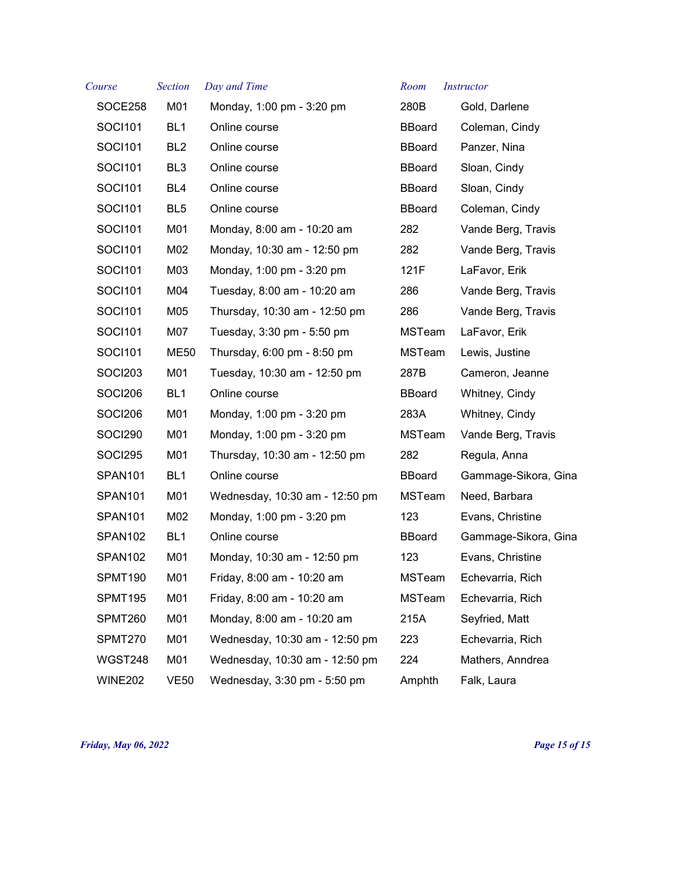| Course | Section | Day and Time | Room | Instructor |
|---|---|---|---|---|
| SOCE258 | M01 | Monday, 1:00 pm - 3:20 pm | 280B | Gold, Darlene |
| SOCI101 | BL1 | Online course | BBoard | Coleman, Cindy |
| SOCI101 | BL2 | Online course | BBoard | Panzer, Nina |
| SOCI101 | BL3 | Online course | BBoard | Sloan, Cindy |
| SOCI101 | BL4 | Online course | BBoard | Sloan, Cindy |
| SOCI101 | BL5 | Online course | BBoard | Coleman, Cindy |
| SOCI101 | M01 | Monday, 8:00 am - 10:20 am | 282 | Vande Berg, Travis |
| SOCI101 | M02 | Monday, 10:30 am - 12:50 pm | 282 | Vande Berg, Travis |
| SOCI101 | M03 | Monday, 1:00 pm - 3:20 pm | 121F | LaFavor, Erik |
| SOCI101 | M04 | Tuesday, 8:00 am - 10:20 am | 286 | Vande Berg, Travis |
| SOCI101 | M05 | Thursday, 10:30 am - 12:50 pm | 286 | Vande Berg, Travis |
| SOCI101 | M07 | Tuesday, 3:30 pm - 5:50 pm | MSTeam | LaFavor, Erik |
| SOCI101 | ME50 | Thursday, 6:00 pm - 8:50 pm | MSTeam | Lewis, Justine |
| SOCI203 | M01 | Tuesday, 10:30 am - 12:50 pm | 287B | Cameron, Jeanne |
| SOCI206 | BL1 | Online course | BBoard | Whitney, Cindy |
| SOCI206 | M01 | Monday, 1:00 pm - 3:20 pm | 283A | Whitney, Cindy |
| SOCI290 | M01 | Monday, 1:00 pm - 3:20 pm | MSTeam | Vande Berg, Travis |
| SOCI295 | M01 | Thursday, 10:30 am - 12:50 pm | 282 | Regula, Anna |
| SPAN101 | BL1 | Online course | BBoard | Gammage-Sikora, Gina |
| SPAN101 | M01 | Wednesday, 10:30 am - 12:50 pm | MSTeam | Need, Barbara |
| SPAN101 | M02 | Monday, 1:00 pm - 3:20 pm | 123 | Evans, Christine |
| SPAN102 | BL1 | Online course | BBoard | Gammage-Sikora, Gina |
| SPAN102 | M01 | Monday, 10:30 am - 12:50 pm | 123 | Evans, Christine |
| SPMT190 | M01 | Friday, 8:00 am - 10:20 am | MSTeam | Echevarria, Rich |
| SPMT195 | M01 | Friday, 8:00 am - 10:20 am | MSTeam | Echevarria, Rich |
| SPMT260 | M01 | Monday, 8:00 am - 10:20 am | 215A | Seyfried, Matt |
| SPMT270 | M01 | Wednesday, 10:30 am - 12:50 pm | 223 | Echevarria, Rich |
| WGST248 | M01 | Wednesday, 10:30 am - 12:50 pm | 224 | Mathers, Anndrea |
| WINE202 | VE50 | Wednesday, 3:30 pm - 5:50 pm | Amphth | Falk, Laura |

*Friday, May 06, 2022*